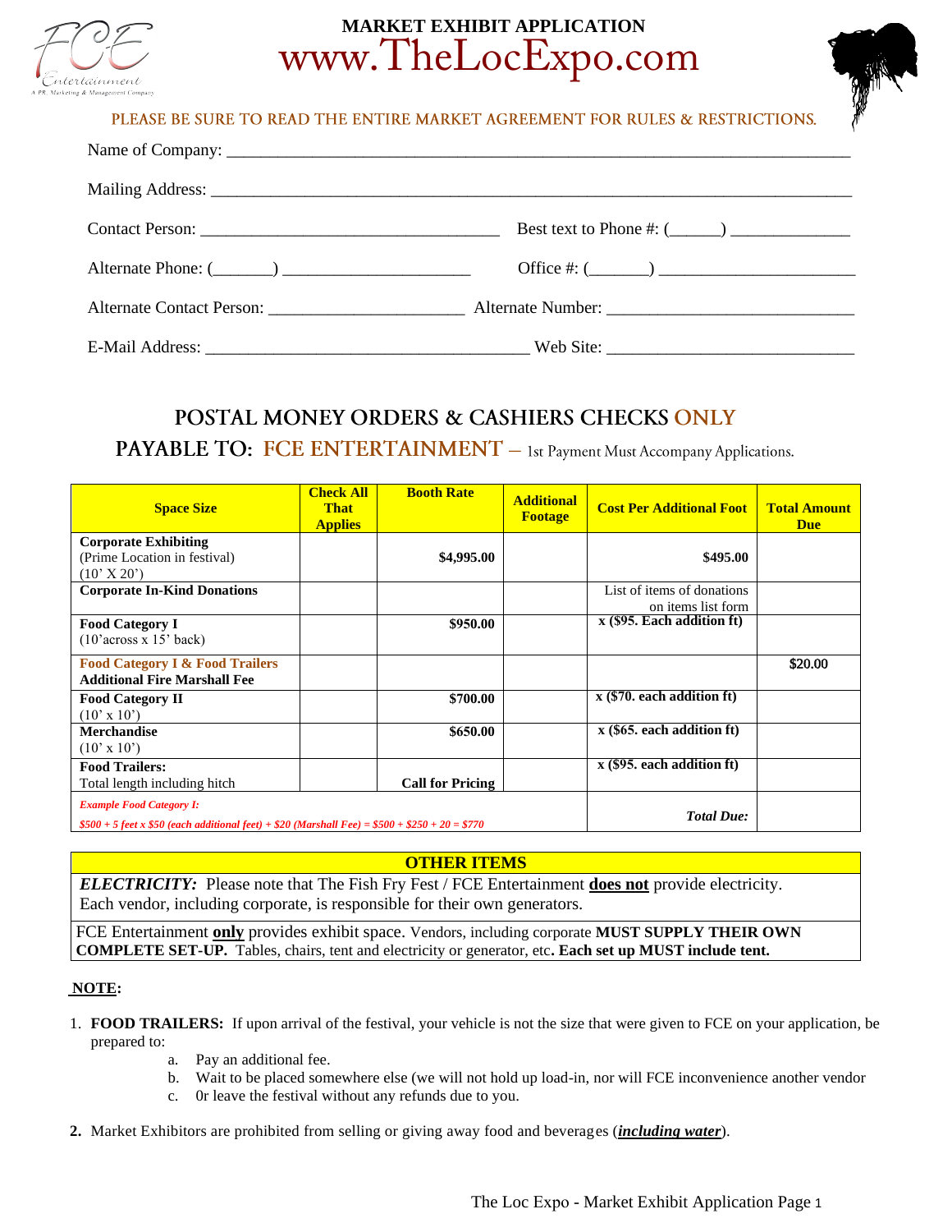# MARKET EXHIBIT APPLICATION

## www.TheLocExpo.com

PLEASE BE SURE TO READ THE ENTIRE MARKET AGREEMENT FOR RULES & RESTRICTIONS.

Name of Company: ___________________________________________________________________________

Mailing Address: ___________________________________________________________________________

Contact Person: ____________________________________ Best text to Phone #: (______) ______________

Alternate Phone: (_______) ______________________ Office #: (_______) _______________________

Alternate Contact Person: _______________________ Alternate Number: _____________________________

E-Mail Address: ______________________________________ Web Site: _____________________________

## POSTAL MONEY ORDERS & CASHIERS CHECKS ONLY

## PAYABLE TO: FCE ENTERTAINMENT – 1st Payment Must Accompany Applications.

| Space Size | Check All That Applies | Booth Rate | Additional Footage | Cost Per Additional Foot | Total Amount Due |
|---|---|---|---|---|---|
| **Corporate Exhibiting** (Prime Location in festival) (10' X 20') | | **$4,995.00** | | **$495.00** | |
| **Corporate In-Kind Donations** | | | | List of items of donations on items list form | |
| **Food Category I** (10'across x 15' back) | | **$950.00** | | **x ($95. Each addition ft)** | |
| **Food Category I & Food Trailers Additional Fire Marshall Fee** | | | | | **$20.00** |
| **Food Category II** (10' x 10') | | **$700.00** | | **x ($70. each addition ft)** | |
| **Merchandise** (10' x 10') | | **$650.00** | | **x ($65. each addition ft)** | |
| **Food Trailers:** Total length including hitch | | **Call for Pricing** | | **x ($95. each addition ft)** | |
| ***Example Food Category I:*** *$500 + 5 feet x $50 (each additional feet) + $20 (Marshall Fee) = $500 + $250 + 20 = $770* | | | | ***Total Due:*** | |

| OTHER ITEMS |
|---|
| ***ELECTRICITY:*** Please note that The Fish Fry Fest / FCE Entertainment **does not** provide electricity. Each vendor, including corporate, is responsible for their own generators. |
| FCE Entertainment **only** provides exhibit space. Vendors, including corporate **MUST SUPPLY THEIR OWN COMPLETE SET-UP.** Tables, chairs, tent and electricity or generator, etc**. Each set up MUST include tent.** |

**NOTE:**

1. **FOOD TRAILERS:** If upon arrival of the festival, your vehicle is not the size that were given to FCE on your application, be prepared to:
   a. Pay an additional fee.
   b. Wait to be placed somewhere else (we will not hold up load-in, nor will FCE inconvenience another vendor
   c. 0r leave the festival without any refunds due to you.

2. Market Exhibitors are prohibited from selling or giving away food and beverages (***including water***).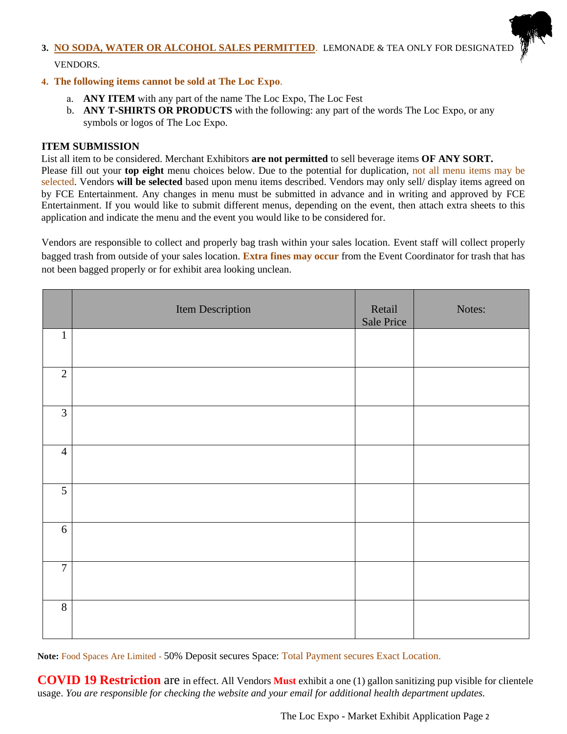3. **NO SODA, WATER OR ALCOHOL SALES PERMITTED**. LEMONADE & TEA ONLY FOR DESIGNATED VENDORS.

4. **The following items cannot be sold at The Loc Expo**.

   a. **ANY ITEM** with any part of the name The Loc Expo, The Loc Fest
   
   b. **ANY T-SHIRTS OR PRODUCTS** with the following: any part of the words The Loc Expo, or any symbols or logos of The Loc Expo.

**ITEM SUBMISSION**

List all item to be considered. Merchant Exhibitors **are not permitted** to sell beverage items **OF ANY SORT.** Please fill out your **top eight** menu choices below. Due to the potential for duplication, not all menu items may be selected. Vendors **will be selected** based upon menu items described. Vendors may only sell/ display items agreed on by FCE Entertainment. Any changes in menu must be submitted in advance and in writing and approved by FCE Entertainment. If you would like to submit different menus, depending on the event, then attach extra sheets to this application and indicate the menu and the event you would like to be considered for.

Vendors are responsible to collect and properly bag trash within your sales location. Event staff will collect properly bagged trash from outside of your sales location. **Extra fines may occur** from the Event Coordinator for trash that has not been bagged properly or for exhibit area looking unclean.

| | Item Description | Retail Sale Price | Notes: |
|---|---|---|---|
| 1 | | | |
| 2 | | | |
| 3 | | | |
| 4 | | | |
| 5 | | | |
| 6 | | | |
| 7 | | | |
| 8 | | | |

**Note:** Food Spaces Are Limited - 50% Deposit secures Space: Total Payment secures Exact Location.

**COVID 19 Restriction** are in effect. All Vendors **Must** exhibit a one (1) gallon sanitizing pup visible for clientele usage. *You are responsible for checking the website and your email for additional health department updates.*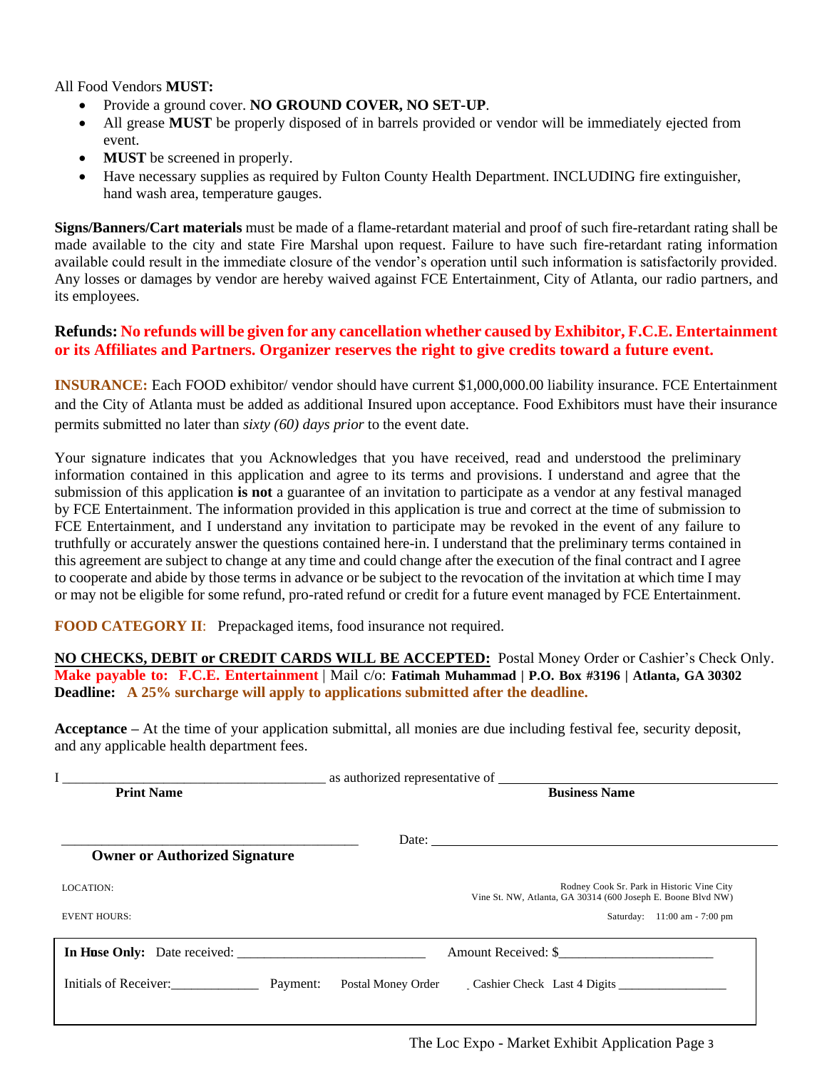All Food Vendors **MUST:**

- Provide a ground cover. **NO GROUND COVER, NO SET-UP**.
- All grease **MUST** be properly disposed of in barrels provided or vendor will be immediately ejected from event.
- **MUST** be screened in properly.
- Have necessary supplies as required by Fulton County Health Department. INCLUDING fire extinguisher, hand wash area, temperature gauges.

**Signs/Banners/Cart materials** must be made of a flame-retardant material and proof of such fire-retardant rating shall be made available to the city and state Fire Marshal upon request. Failure to have such fire-retardant rating information available could result in the immediate closure of the vendor's operation until such information is satisfactorily provided. Any losses or damages by vendor are hereby waived against FCE Entertainment, City of Atlanta, our radio partners, and its employees.

**Refunds: No refunds will be given for any cancellation whether caused by Exhibitor, F.C.E. Entertainment or its Affiliates and Partners. Organizer reserves the right to give credits toward a future event.**

**INSURANCE:** Each FOOD exhibitor/ vendor should have current $1,000,000.00 liability insurance. FCE Entertainment and the City of Atlanta must be added as additional Insured upon acceptance. Food Exhibitors must have their insurance permits submitted no later than *sixty (60) days prior* to the event date.

Your signature indicates that you Acknowledges that you have received, read and understood the preliminary information contained in this application and agree to its terms and provisions. I understand and agree that the submission of this application **is not** a guarantee of an invitation to participate as a vendor at any festival managed by FCE Entertainment. The information provided in this application is true and correct at the time of submission to FCE Entertainment, and I understand any invitation to participate may be revoked in the event of any failure to truthfully or accurately answer the questions contained here-in. I understand that the preliminary terms contained in this agreement are subject to change at any time and could change after the execution of the final contract and I agree to cooperate and abide by those terms in advance or be subject to the revocation of the invitation at which time I may or may not be eligible for some refund, pro-rated refund or credit for a future event managed by FCE Entertainment.

**FOOD CATEGORY II**: Prepackaged items, food insurance not required.

**NO CHECKS, DEBIT or CREDIT CARDS WILL BE ACCEPTED:** Postal Money Order or Cashier's Check Only.
**Make payable to: F.C.E. Entertainment** | Mail c/o: **Fatimah Muhammad | P.O. Box #3196 | Atlanta, GA 30302**
**Deadline: A 25% surcharge will apply to applications submitted after the deadline.**

**Acceptance –** At the time of your application submittal, all monies are due including festival fee, security deposit, and any applicable health department fees.

I ______________________________ as authorized representative of ______________________________
**Print Name** **Business Name**

______________________________ Date: ______________________________
**Owner or Authorized Signature**

LOCATION: Rodney Cook Sr. Park in Historic Vine City
Vine St. NW, Atlanta, GA 30314 (600 Joseph E. Boone Blvd NW)

EVENT HOURS: Saturday: 11:00 am - 7:00 pm

**In House Only:** Date received: ______________________ Amount Received: $______________________

Initials of Receiver:____________ Payment: Postal Money Order Cashier Check Last 4 Digits ______________